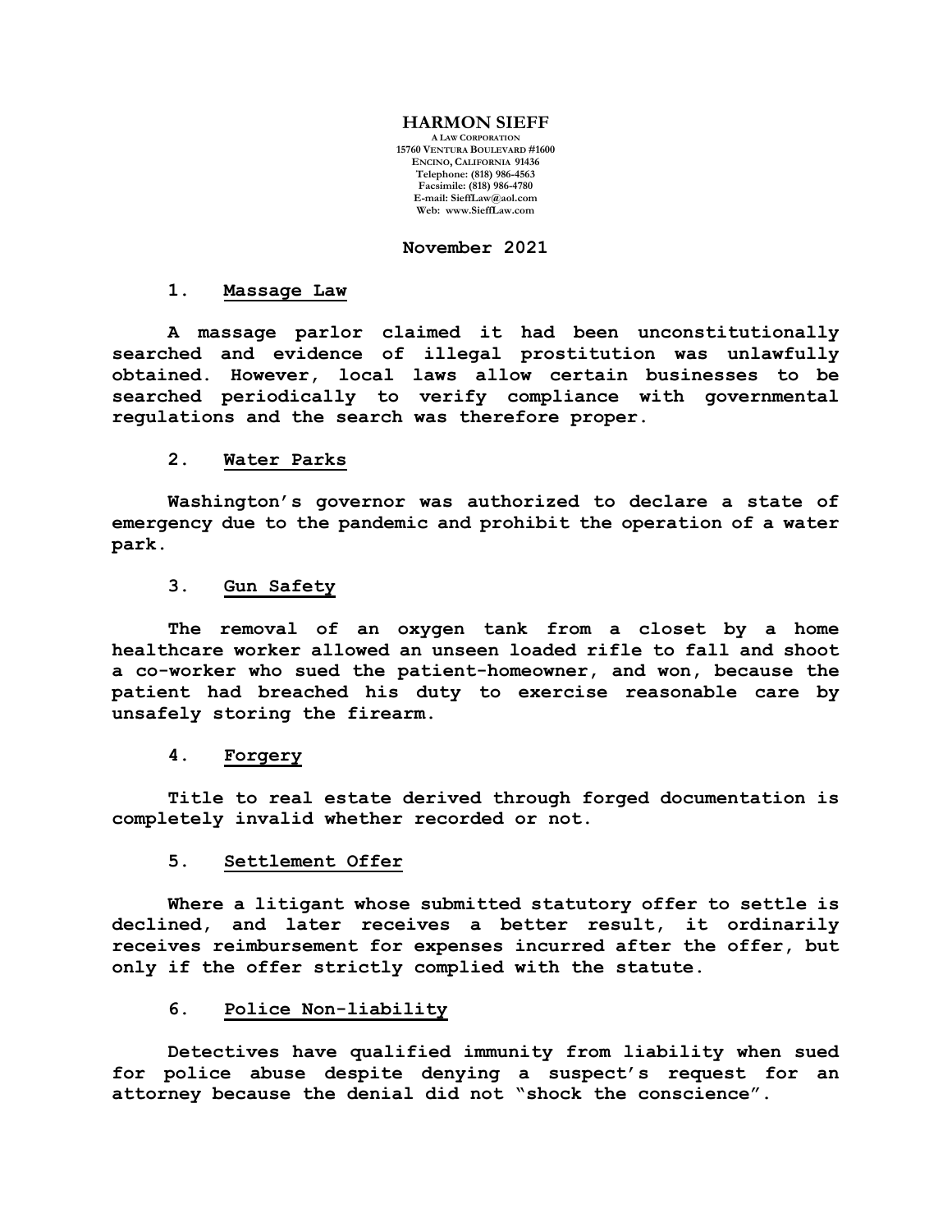**HARMON SIEFF**
A LAW CORPORATION
15760 VENTURA BOULEVARD #1600
ENCINO, CALIFORNIA 91436
Telephone: (818) 986-4563
Facsimile: (818) 986-4780
E-mail: SieffLaw@aol.com
Web: www.SieffLaw.com

**November 2021**

## 1. Massage Law

**A massage parlor claimed it had been unconstitutionally searched and evidence of illegal prostitution was unlawfully obtained. However, local laws allow certain businesses to be searched periodically to verify compliance with governmental regulations and the search was therefore proper.**

## 2. Water Parks

**Washington's governor was authorized to declare a state of emergency due to the pandemic and prohibit the operation of a water park.**

## 3. Gun Safety

**The removal of an oxygen tank from a closet by a home healthcare worker allowed an unseen loaded rifle to fall and shoot a co-worker who sued the patient-homeowner, and won, because the patient had breached his duty to exercise reasonable care by unsafely storing the firearm.**

## 4. Forgery

**Title to real estate derived through forged documentation is completely invalid whether recorded or not.**

## 5. Settlement Offer

**Where a litigant whose submitted statutory offer to settle is declined, and later receives a better result, it ordinarily receives reimbursement for expenses incurred after the offer, but only if the offer strictly complied with the statute.**

## 6. Police Non-liability

**Detectives have qualified immunity from liability when sued for police abuse despite denying a suspect's request for an attorney because the denial did not "shock the conscience".**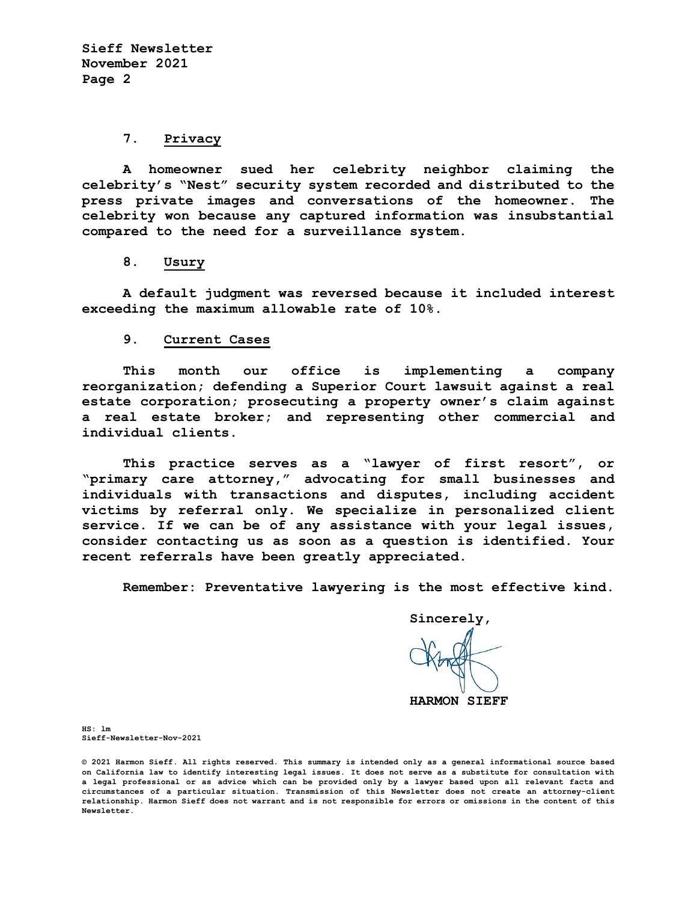## 7. Privacy

A homeowner sued her celebrity neighbor claiming the celebrity's "Nest" security system recorded and distributed to the press private images and conversations of the homeowner. The celebrity won because any captured information was insubstantial compared to the need for a surveillance system.

## 8. Usury

A default judgment was reversed because it included interest exceeding the maximum allowable rate of 10%.

## 9. Current Cases

This month our office is implementing a company reorganization; defending a Superior Court lawsuit against a real estate corporation; prosecuting a property owner's claim against a real estate broker; and representing other commercial and individual clients.

This practice serves as a "lawyer of first resort", or "primary care attorney," advocating for small businesses and individuals with transactions and disputes, including accident victims by referral only. We specialize in personalized client service. If we can be of any assistance with your legal issues, consider contacting us as soon as a question is identified. Your recent referrals have been greatly appreciated.

Remember: Preventative lawyering is the most effective kind.

Sincerely,

HARMON SIEFF

HS: lm
Sieff-Newsletter-Nov-2021

© 2021 Harmon Sieff. All rights reserved. This summary is intended only as a general informational source based on California law to identify interesting legal issues. It does not serve as a substitute for consultation with a legal professional or as advice which can be provided only by a lawyer based upon all relevant facts and circumstances of a particular situation. Transmission of this Newsletter does not create an attorney-client relationship. Harmon Sieff does not warrant and is not responsible for errors or omissions in the content of this Newsletter.